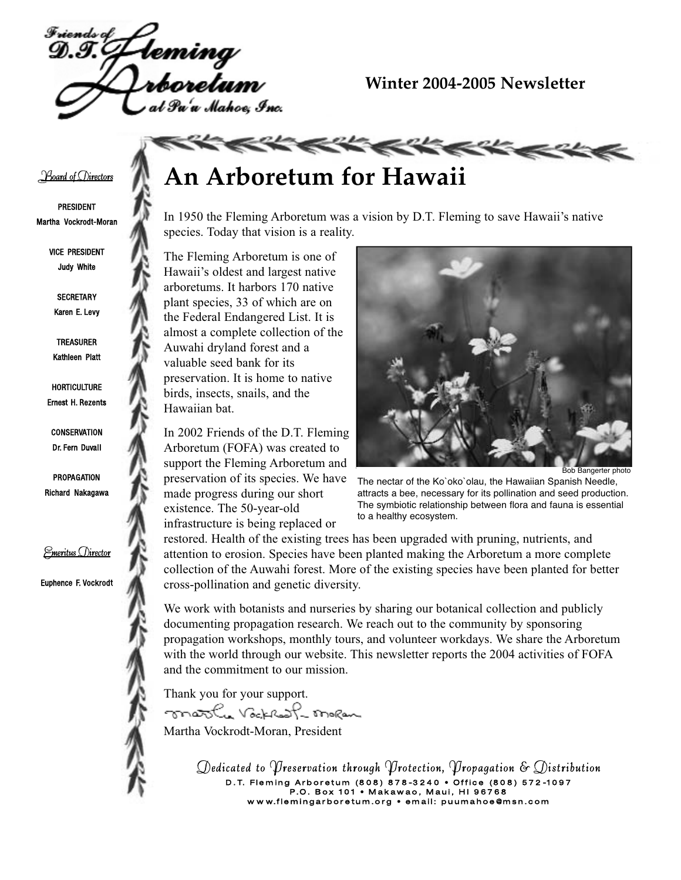Friends of D.T. Fleming Arboretum at Pu'u Mahoe, Inc.

**Winter 2004-2005 Newsletter**

*Board of Directors*

**PRESIDENT**
Martha Vockrodt-Moran

**VICE PRESIDENT**
Judy White

**SECRETARY**
Karen E. Levy

**TREASURER**
Kathleen Platt

**HORTICULTURE**
Ernest H. Rezents

**CONSERVATION**
Dr. Fern Duvall

**PROPAGATION**
Richard Nakagawa

*Emeritus Director*

Euphence F. Vockrodt

# An Arboretum for Hawaii

In 1950 the Fleming Arboretum was a vision by D.T. Fleming to save Hawaii's native species. Today that vision is a reality.

The Fleming Arboretum is one of Hawaii's oldest and largest native arboretums. It harbors 170 native plant species, 33 of which are on the Federal Endangered List. It is almost a complete collection of the Auwahi dryland forest and a valuable seed bank for its preservation. It is home to native birds, insects, snails, and the Hawaiian bat.

Bob Bangerter photo

The nectar of the Ko`oko`olau, the Hawaiian Spanish Needle, attracts a bee, necessary for its pollination and seed production. The symbiotic relationship between flora and fauna is essential to a healthy ecosystem.

In 2002 Friends of the D.T. Fleming Arboretum (FOFA) was created to support the Fleming Arboretum and preservation of its species. We have made progress during our short existence. The 50-year-old infrastructure is being replaced or restored. Health of the existing trees has been upgraded with pruning, nutrients, and attention to erosion. Species have been planted making the Arboretum a more complete collection of the Auwahi forest. More of the existing species have been planted for better cross-pollination and genetic diversity.

We work with botanists and nurseries by sharing our botanical collection and publicly documenting propagation research. We reach out to the community by sponsoring propagation workshops, monthly tours, and volunteer workdays. We share the Arboretum with the world through our website. This newsletter reports the 2004 activities of FOFA and the commitment to our mission.

Thank you for your support.

Martha Vockrodt-Moran, President

*Dedicated to Preservation through Protection, Propagation & Distribution*

D.T. Fleming Arboretum (808) 878-3240 • Office (808) 572-1097
P.O. Box 101 • Makawao, Maui, HI 96768
www.flemingarboretum.org • email: puumahoe@msn.com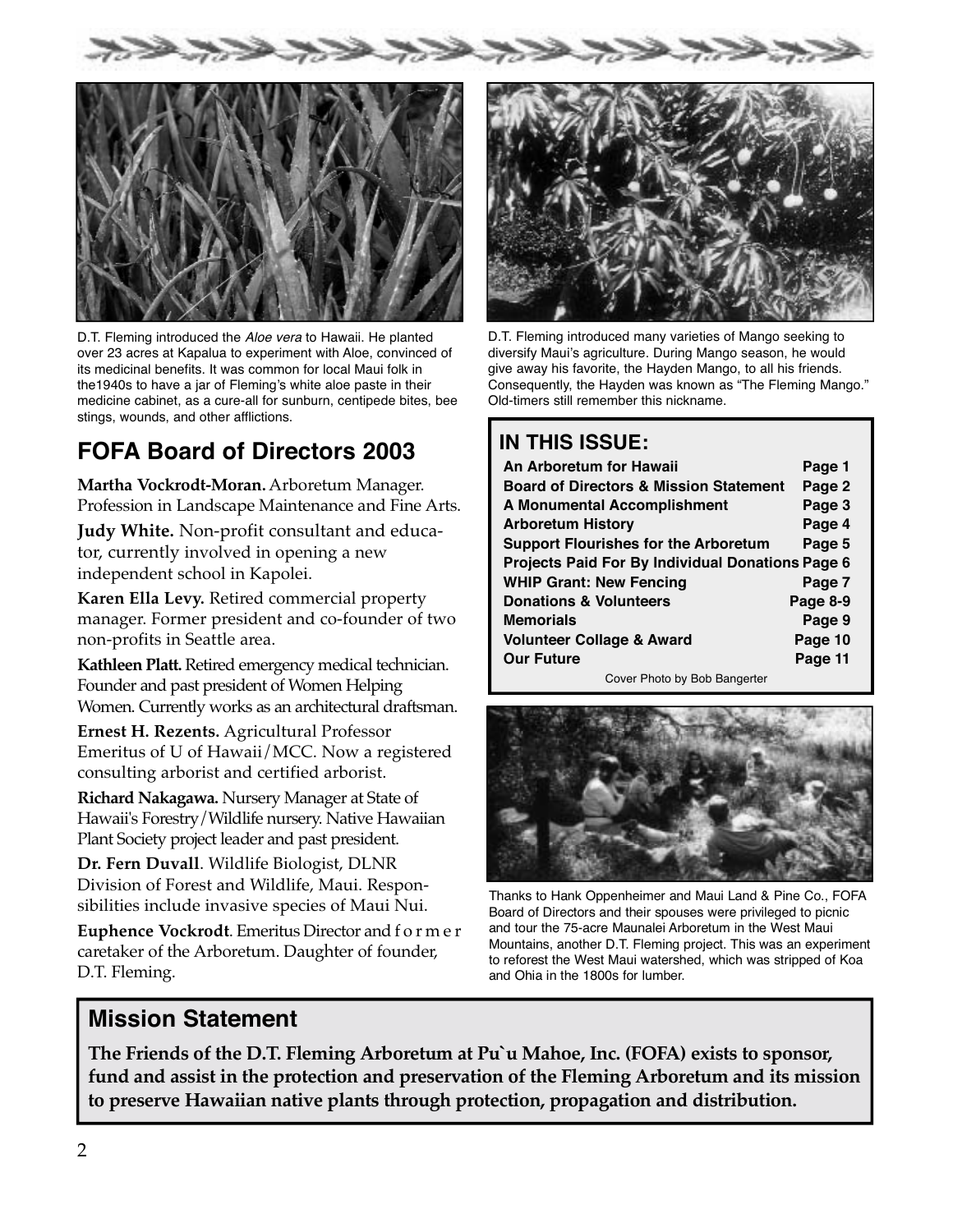D.T. Fleming introduced the *Aloe vera* to Hawaii. He planted over 23 acres at Kapalua to experiment with Aloe, convinced of its medicinal benefits. It was common for local Maui folk in the1940s to have a jar of Fleming's white aloe paste in their medicine cabinet, as a cure-all for sunburn, centipede bites, bee stings, wounds, and other afflictions.

D.T. Fleming introduced many varieties of Mango seeking to diversify Maui's agriculture. During Mango season, he would give away his favorite, the Hayden Mango, to all his friends. Consequently, the Hayden was known as "The Fleming Mango." Old-timers still remember this nickname.

## FOFA Board of Directors 2003

**Martha Vockrodt-Moran.** Arboretum Manager. Profession in Landscape Maintenance and Fine Arts.

**Judy White.** Non-profit consultant and educator, currently involved in opening a new independent school in Kapolei.

**Karen Ella Levy.** Retired commercial property manager. Former president and co-founder of two non-profits in Seattle area.

**Kathleen Platt.** Retired emergency medical technician. Founder and past president of Women Helping Women. Currently works as an architectural draftsman.

**Ernest H. Rezents.** Agricultural Professor Emeritus of U of Hawaii/MCC. Now a registered consulting arborist and certified arborist.

**Richard Nakagawa.** Nursery Manager at State of Hawaii's Forestry/Wildlife nursery. Native Hawaiian Plant Society project leader and past president.

**Dr. Fern Duvall**. Wildlife Biologist, DLNR Division of Forest and Wildlife, Maui. Responsibilities include invasive species of Maui Nui.

**Euphence Vockrodt**. Emeritus Director and former caretaker of the Arboretum. Daughter of founder, D.T. Fleming.

## IN THIS ISSUE:

| | |
|---|---|
| **An Arboretum for Hawaii** | **Page 1** |
| **Board of Directors & Mission Statement** | **Page 2** |
| **A Monumental Accomplishment** | **Page 3** |
| **Arboretum History** | **Page 4** |
| **Support Flourishes for the Arboretum** | **Page 5** |
| **Projects Paid For By Individual Donations** | **Page 6** |
| **WHIP Grant: New Fencing** | **Page 7** |
| **Donations & Volunteers** | **Page 8-9** |
| **Memorials** | **Page 9** |
| **Volunteer Collage & Award** | **Page 10** |
| **Our Future** | **Page 11** |

Cover Photo by Bob Bangerter

Thanks to Hank Oppenheimer and Maui Land & Pine Co., FOFA Board of Directors and their spouses were privileged to picnic and tour the 75-acre Maunalei Arboretum in the West Maui Mountains, another D.T. Fleming project. This was an experiment to reforest the West Maui watershed, which was stripped of Koa and Ohia in the 1800s for lumber.

## Mission Statement

**The Friends of the D.T. Fleming Arboretum at Pu`u Mahoe, Inc. (FOFA) exists to sponsor, fund and assist in the protection and preservation of the Fleming Arboretum and its mission to preserve Hawaiian native plants through protection, propagation and distribution.**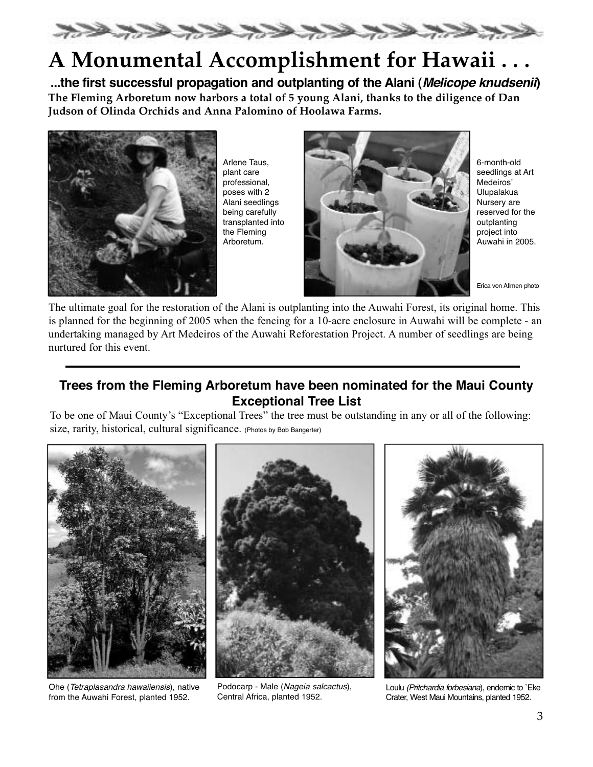# A Monumental Accomplishment for Hawaii . . .

**...the first successful propagation and outplanting of the Alani (*Melicope knudsenii*)**

**The Fleming Arboretum now harbors a total of 5 young Alani, thanks to the diligence of Dan Judson of Olinda Orchids and Anna Palomino of Hoolawa Farms.**

Arlene Taus, plant care professional, poses with 2 Alani seedlings being carefully transplanted into the Fleming Arboretum.

6-month-old seedlings at Art Medeiros' Ulupalakua Nursery are reserved for the outplanting project into Auwahi in 2005.

Erica von Allmen photo

The ultimate goal for the restoration of the Alani is outplanting into the Auwahi Forest, its original home. This is planned for the beginning of 2005 when the fencing for a 10-acre enclosure in Auwahi will be complete - an undertaking managed by Art Medeiros of the Auwahi Reforestation Project. A number of seedlings are being nurtured for this event.

---

## Trees from the Fleming Arboretum have been nominated for the Maui County Exceptional Tree List

To be one of Maui County's "Exceptional Trees" the tree must be outstanding in any or all of the following: size, rarity, historical, cultural significance. (Photos by Bob Bangerter)

Ohe (*Tetraplasandra hawaiiensis*), native from the Auwahi Forest, planted 1952.

Podocarp - Male (*Nageia salcactus*), Central Africa, planted 1952.

Loulu (*Pritchardia forbesiana*), endemic to `Eke Crater, West Maui Mountains, planted 1952.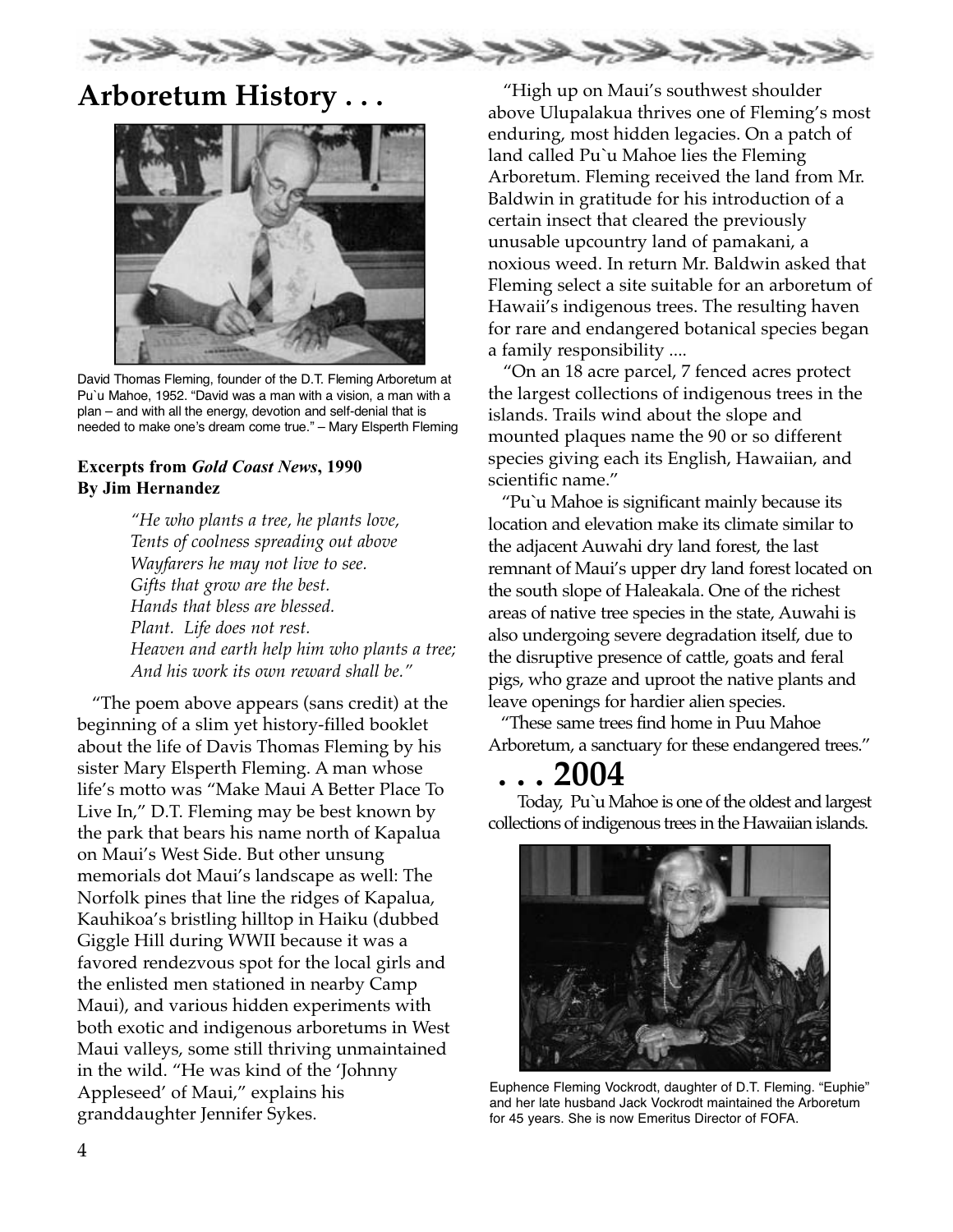# Arboretum History . . .

David Thomas Fleming, founder of the D.T. Fleming Arboretum at Pu`u Mahoe, 1952. "David was a man with a vision, a man with a plan – and with all the energy, devotion and self-denial that is needed to make one's dream come true." – Mary Elsperth Fleming

**Excerpts from *Gold Coast News*, 1990**
**By Jim Hernandez**

> *"He who plants a tree, he plants love,*
> *Tents of coolness spreading out above*
> *Wayfarers he may not live to see.*
> *Gifts that grow are the best.*
> *Hands that bless are blessed.*
> *Plant. Life does not rest.*
> *Heaven and earth help him who plants a tree;*
> *And his work its own reward shall be."*

"The poem above appears (sans credit) at the beginning of a slim yet history-filled booklet about the life of Davis Thomas Fleming by his sister Mary Elsperth Fleming. A man whose life's motto was "Make Maui A Better Place To Live In," D.T. Fleming may be best known by the park that bears his name north of Kapalua on Maui's West Side. But other unsung memorials dot Maui's landscape as well: The Norfolk pines that line the ridges of Kapalua, Kauhikoa's bristling hilltop in Haiku (dubbed Giggle Hill during WWII because it was a favored rendezvous spot for the local girls and the enlisted men stationed in nearby Camp Maui), and various hidden experiments with both exotic and indigenous arboretums in West Maui valleys, some still thriving unmaintained in the wild. "He was kind of the 'Johnny Appleseed' of Maui," explains his granddaughter Jennifer Sykes.

"High up on Maui's southwest shoulder above Ulupalakua thrives one of Fleming's most enduring, most hidden legacies. On a patch of land called Pu`u Mahoe lies the Fleming Arboretum. Fleming received the land from Mr. Baldwin in gratitude for his introduction of a certain insect that cleared the previously unusable upcountry land of pamakani, a noxious weed. In return Mr. Baldwin asked that Fleming select a site suitable for an arboretum of Hawaii's indigenous trees. The resulting haven for rare and endangered botanical species began a family responsibility ....

"On an 18 acre parcel, 7 fenced acres protect the largest collections of indigenous trees in the islands. Trails wind about the slope and mounted plaques name the 90 or so different species giving each its English, Hawaiian, and scientific name."

"Pu`u Mahoe is significant mainly because its location and elevation make its climate similar to the adjacent Auwahi dry land forest, the last remnant of Maui's upper dry land forest located on the south slope of Haleakala. One of the richest areas of native tree species in the state, Auwahi is also undergoing severe degradation itself, due to the disruptive presence of cattle, goats and feral pigs, who graze and uproot the native plants and leave openings for hardier alien species.

"These same trees find home in Puu Mahoe Arboretum, a sanctuary for these endangered trees."

# . . . 2004

Today, Pu`u Mahoe is one of the oldest and largest collections of indigenous trees in the Hawaiian islands.

Euphence Fleming Vockrodt, daughter of D.T. Fleming. "Euphie" and her late husband Jack Vockrodt maintained the Arboretum for 45 years. She is now Emeritus Director of FOFA.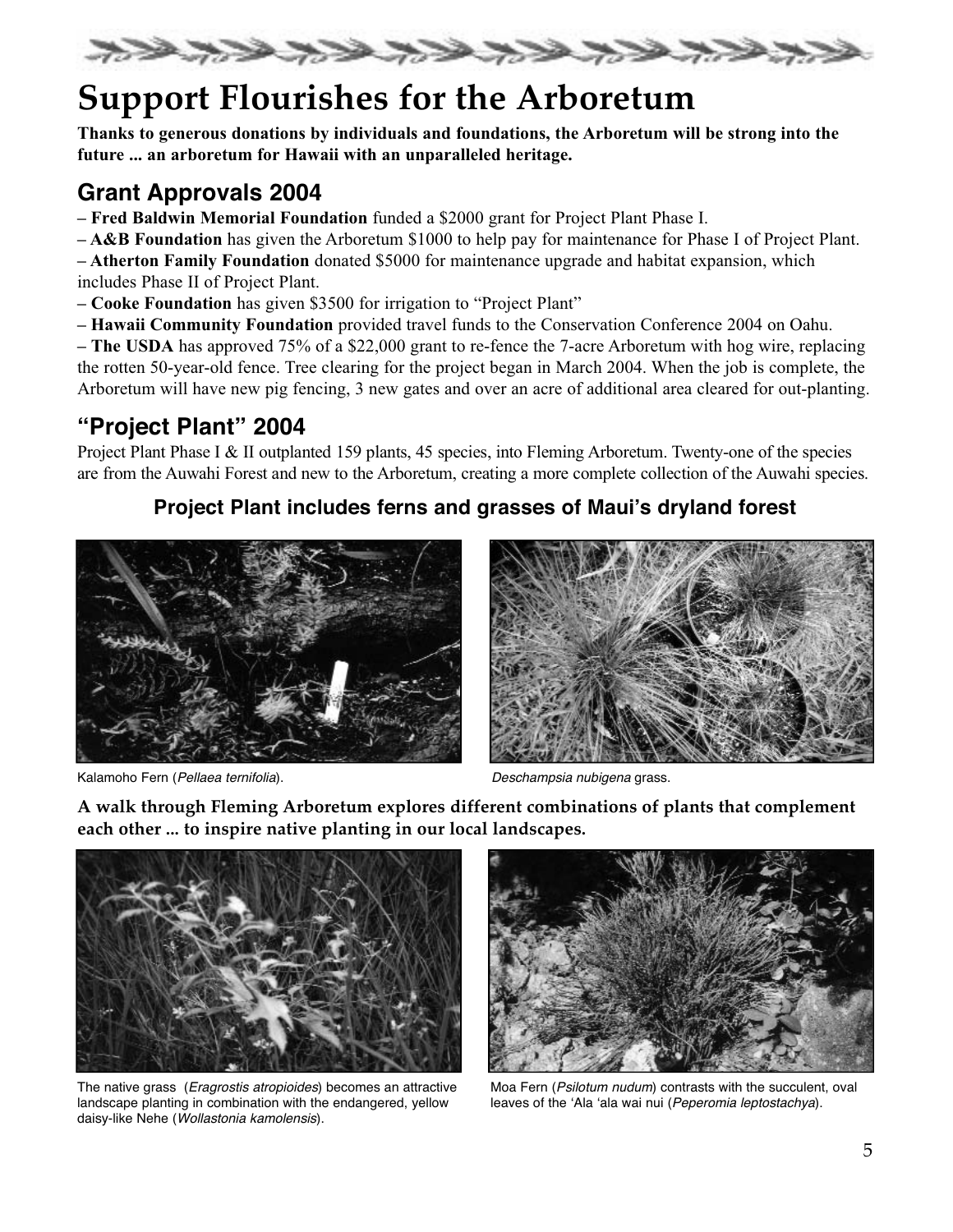# Support Flourishes for the Arboretum

**Thanks to generous donations by individuals and foundations, the Arboretum will be strong into the future ... an arboretum for Hawaii with an unparalleled heritage.**

## Grant Approvals 2004

– **Fred Baldwin Memorial Foundation** funded a $2000 grant for Project Plant Phase I.

– **A&B Foundation** has given the Arboretum $1000 to help pay for maintenance for Phase I of Project Plant.

– **Atherton Family Foundation** donated $5000 for maintenance upgrade and habitat expansion, which includes Phase II of Project Plant.

– **Cooke Foundation** has given $3500 for irrigation to "Project Plant"

– **Hawaii Community Foundation** provided travel funds to the Conservation Conference 2004 on Oahu.

– **The USDA** has approved 75% of a $22,000 grant to re-fence the 7-acre Arboretum with hog wire, replacing the rotten 50-year-old fence. Tree clearing for the project began in March 2004. When the job is complete, the Arboretum will have new pig fencing, 3 new gates and over an acre of additional area cleared for out-planting.

## "Project Plant" 2004

Project Plant Phase I & II outplanted 159 plants, 45 species, into Fleming Arboretum. Twenty-one of the species are from the Auwahi Forest and new to the Arboretum, creating a more complete collection of the Auwahi species.

### Project Plant includes ferns and grasses of Maui's dryland forest

Kalamoho Fern (*Pellaea ternifolia*).

*Deschampsia nubigena* grass.

**A walk through Fleming Arboretum explores different combinations of plants that complement each other ... to inspire native planting in our local landscapes.**

The native grass (*Eragrostis atropioides*) becomes an attractive landscape planting in combination with the endangered, yellow daisy-like Nehe (*Wollastonia kamolensis*).

Moa Fern (*Psilotum nudum*) contrasts with the succulent, oval leaves of the 'Ala 'ala wai nui (*Peperomia leptostachya*).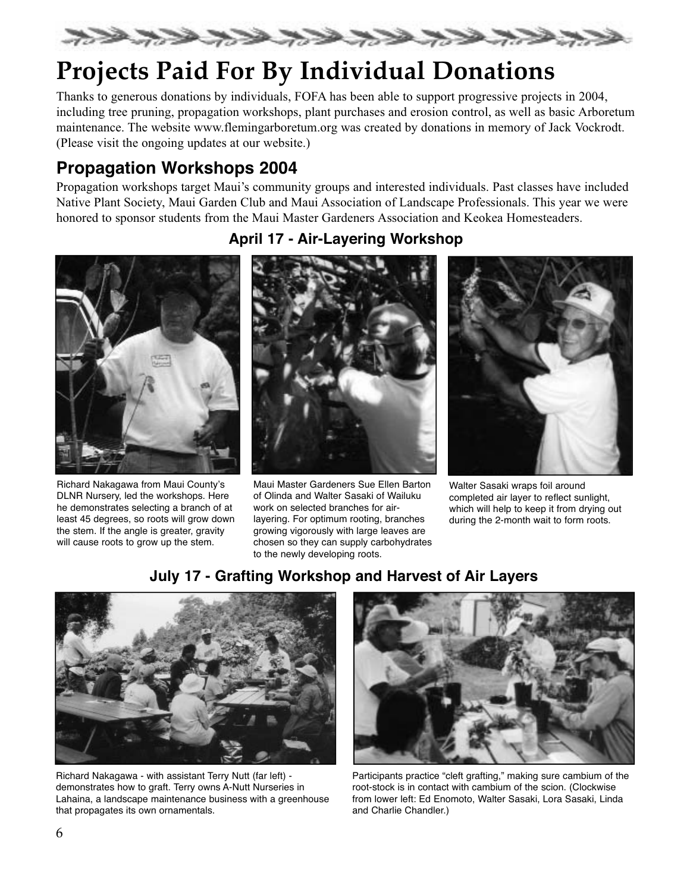# Projects Paid For By Individual Donations

Thanks to generous donations by individuals, FOFA has been able to support progressive projects in 2004, including tree pruning, propagation workshops, plant purchases and erosion control, as well as basic Arboretum maintenance. The website www.flemingarboretum.org was created by donations in memory of Jack Vockrodt. (Please visit the ongoing updates at our website.)

## Propagation Workshops 2004

Propagation workshops target Maui's community groups and interested individuals. Past classes have included Native Plant Society, Maui Garden Club and Maui Association of Landscape Professionals. This year we were honored to sponsor students from the Maui Master Gardeners Association and Keokea Homesteaders.

### April 17 - Air-Layering Workshop

Richard Nakagawa from Maui County's DLNR Nursery, led the workshops. Here he demonstrates selecting a branch of at least 45 degrees, so roots will grow down the stem. If the angle is greater, gravity will cause roots to grow up the stem.

Maui Master Gardeners Sue Ellen Barton of Olinda and Walter Sasaki of Wailuku work on selected branches for air-layering. For optimum rooting, branches growing vigorously with large leaves are chosen so they can supply carbohydrates to the newly developing roots.

Walter Sasaki wraps foil around completed air layer to reflect sunlight, which will help to keep it from drying out during the 2-month wait to form roots.

### July 17 - Grafting Workshop and Harvest of Air Layers

Richard Nakagawa - with assistant Terry Nutt (far left) - demonstrates how to graft. Terry owns A-Nutt Nurseries in Lahaina, a landscape maintenance business with a greenhouse that propagates its own ornamentals.

Participants practice "cleft grafting," making sure cambium of the root-stock is in contact with cambium of the scion. (Clockwise from lower left: Ed Enomoto, Walter Sasaki, Lora Sasaki, Linda and Charlie Chandler.)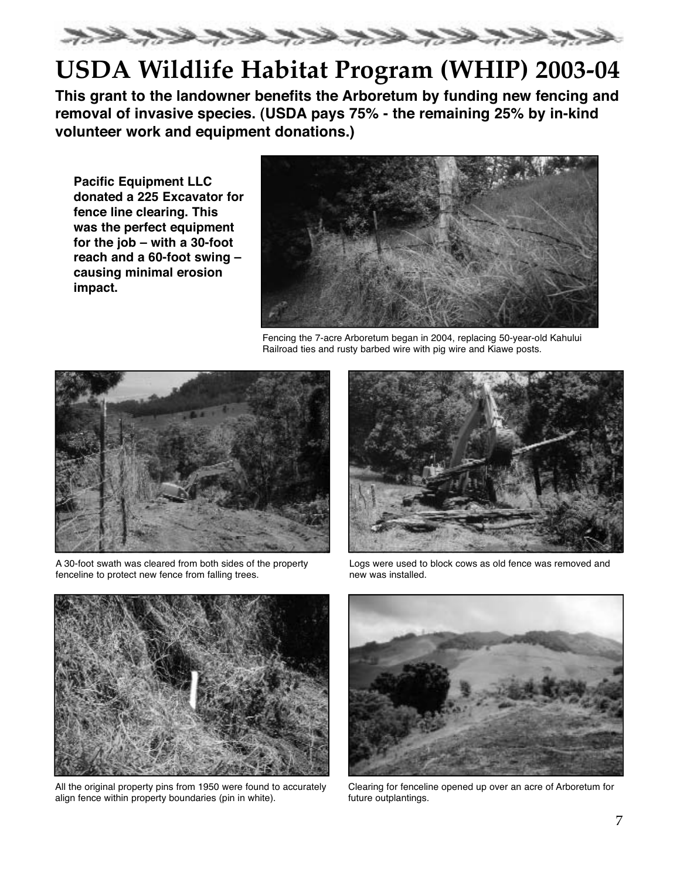# USDA Wildlife Habitat Program (WHIP) 2003-04

**This grant to the landowner benefits the Arboretum by funding new fencing and removal of invasive species. (USDA pays 75% - the remaining 25% by in-kind volunteer work and equipment donations.)**

**Pacific Equipment LLC donated a 225 Excavator for fence line clearing. This was the perfect equipment for the job – with a 30-foot reach and a 60-foot swing – causing minimal erosion impact.**

Fencing the 7-acre Arboretum began in 2004, replacing 50-year-old Kahului Railroad ties and rusty barbed wire with pig wire and Kiawe posts.

A 30-foot swath was cleared from both sides of the property fenceline to protect new fence from falling trees.

Logs were used to block cows as old fence was removed and new was installed.

All the original property pins from 1950 were found to accurately align fence within property boundaries (pin in white).

Clearing for fenceline opened up over an acre of Arboretum for future outplantings.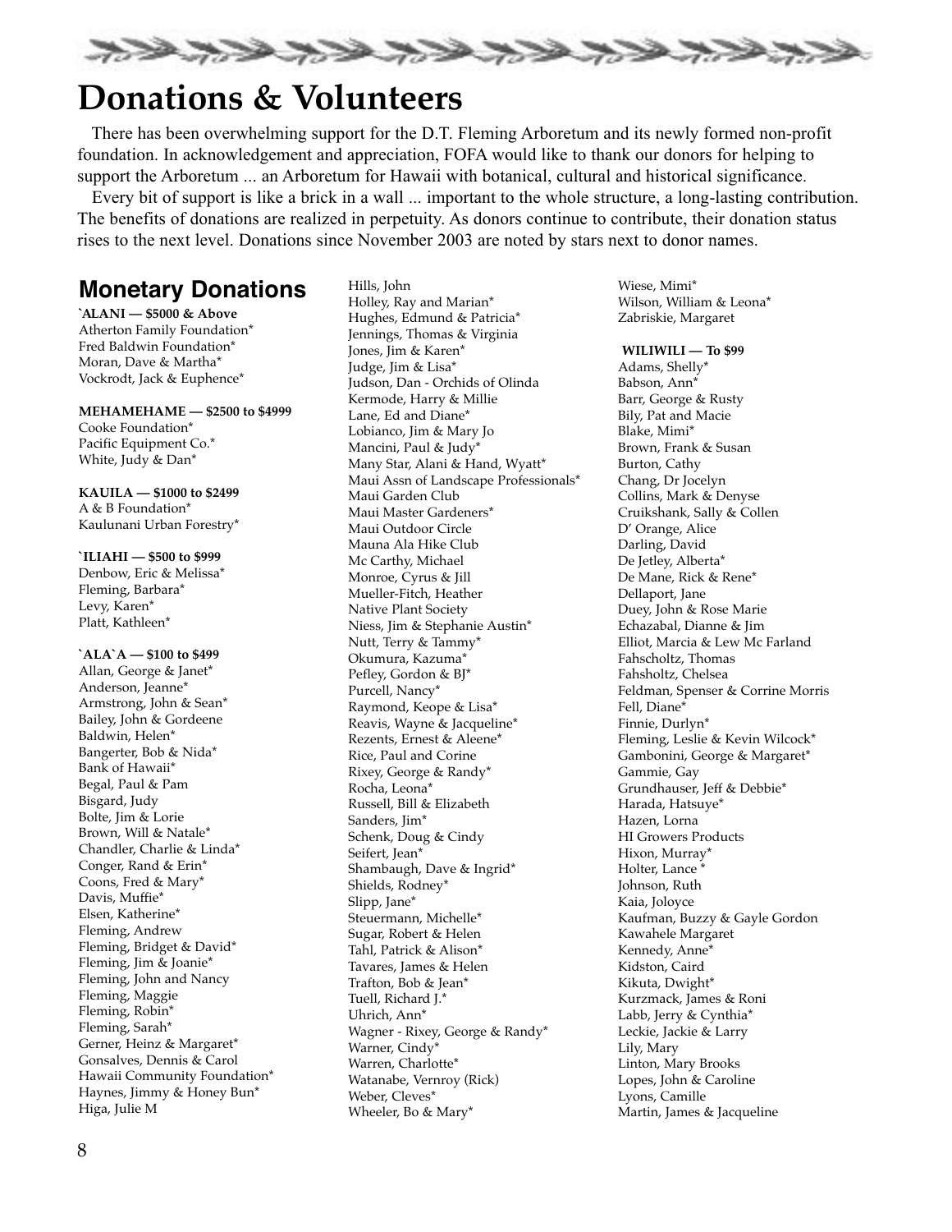# Donations & Volunteers

There has been overwhelming support for the D.T. Fleming Arboretum and its newly formed non-profit foundation. In acknowledgement and appreciation, FOFA would like to thank our donors for helping to support the Arboretum ... an Arboretum for Hawaii with botanical, cultural and historical significance.

Every bit of support is like a brick in a wall ... important to the whole structure, a long-lasting contribution. The benefits of donations are realized in perpetuity. As donors continue to contribute, their donation status rises to the next level. Donations since November 2003 are noted by stars next to donor names.

## Monetary Donations

**`ALANI — $5000 & Above**

Atherton Family Foundation*
Fred Baldwin Foundation*
Moran, Dave & Martha*
Vockrodt, Jack & Euphence*

**MEHAMEHAME — $2500 to $4999**

Cooke Foundation*
Pacific Equipment Co.*
White, Judy & Dan*

**KAUILA — $1000 to $2499**

A & B Foundation*
Kaulunani Urban Forestry*

**`ILIAHI — $500 to $999**

Denbow, Eric & Melissa*
Fleming, Barbara*
Levy, Karen*
Platt, Kathleen*

**`ALA`A — $100 to $499**

Allan, George & Janet*
Anderson, Jeanne*
Armstrong, John & Sean*
Bailey, John & Gordeene
Baldwin, Helen*
Bangerter, Bob & Nida*
Bank of Hawaii*
Begal, Paul & Pam
Bisgard, Judy
Bolte, Jim & Lorie
Brown, Will & Natale*
Chandler, Charlie & Linda*
Conger, Rand & Erin*
Coons, Fred & Mary*
Davis, Muffie*
Elsen, Katherine*
Fleming, Andrew
Fleming, Bridget & David*
Fleming, Jim & Joanie*
Fleming, John and Nancy
Fleming, Maggie
Fleming, Robin*
Fleming, Sarah*
Gerner, Heinz & Margaret*
Gonsalves, Dennis & Carol
Hawaii Community Foundation*
Haynes, Jimmy & Honey Bun*
Higa, Julie M
Hills, John
Holley, Ray and Marian*
Hughes, Edmund & Patricia*
Jennings, Thomas & Virginia
Jones, Jim & Karen*
Judge, Jim & Lisa*
Judson, Dan - Orchids of Olinda
Kermode, Harry & Millie
Lane, Ed and Diane*
Lobianco, Jim & Mary Jo
Mancini, Paul & Judy*
Many Star, Alani & Hand, Wyatt*
Maui Assn of Landscape Professionals*
Maui Garden Club
Maui Master Gardeners*
Maui Outdoor Circle
Mauna Ala Hike Club
Mc Carthy, Michael
Monroe, Cyrus & Jill
Mueller-Fitch, Heather
Native Plant Society
Niess, Jim & Stephanie Austin*
Nutt, Terry & Tammy*
Okumura, Kazuma*
Pefley, Gordon & BJ*
Purcell, Nancy*
Raymond, Keope & Lisa*
Reavis, Wayne & Jacqueline*
Rezents, Ernest & Aleene*
Rice, Paul and Corine
Rixey, George & Randy*
Rocha, Leona*
Russell, Bill & Elizabeth
Sanders, Jim*
Schenk, Doug & Cindy
Seifert, Jean*
Shambaugh, Dave & Ingrid*
Shields, Rodney*
Slipp, Jane*
Steuermann, Michelle*
Sugar, Robert & Helen
Tahl, Patrick & Alison*
Tavares, James & Helen
Trafton, Bob & Jean*
Tuell, Richard J.*
Uhrich, Ann*
Wagner - Rixey, George & Randy*
Warner, Cindy*
Warren, Charlotte*
Watanabe, Vernroy (Rick)
Weber, Cleves*
Wheeler, Bo & Mary*
Wiese, Mimi*
Wilson, William & Leona*
Zabriskie, Margaret

**WILIWILI — To $99**

Adams, Shelly*
Babson, Ann*
Barr, George & Rusty
Bily, Pat and Macie
Blake, Mimi*
Brown, Frank & Susan
Burton, Cathy
Chang, Dr Jocelyn
Collins, Mark & Denyse
Cruikshank, Sally & Collen
D' Orange, Alice
Darling, David
De Jetley, Alberta*
De Mane, Rick & Rene*
Dellaport, Jane
Duey, John & Rose Marie
Echazabal, Dianne & Jim
Elliot, Marcia & Lew Mc Farland
Fahscholtz, Thomas
Fahsholtz, Chelsea
Feldman, Spenser & Corrine Morris
Fell, Diane*
Finnie, Durlyn*
Fleming, Leslie & Kevin Wilcock*
Gambonini, George & Margaret*
Gammie, Gay
Grundhauser, Jeff & Debbie*
Harada, Hatsuye*
Hazen, Lorna
HI Growers Products
Hixon, Murray*
Holter, Lance *
Johnson, Ruth
Kaia, Joloyce
Kaufman, Buzzy & Gayle Gordon
Kawahele Margaret
Kennedy, Anne*
Kidston, Caird
Kikuta, Dwight*
Kurzmack, James & Roni
Labb, Jerry & Cynthia*
Leckie, Jackie & Larry
Lily, Mary
Linton, Mary Brooks
Lopes, John & Caroline
Lyons, Camille
Martin, James & Jacqueline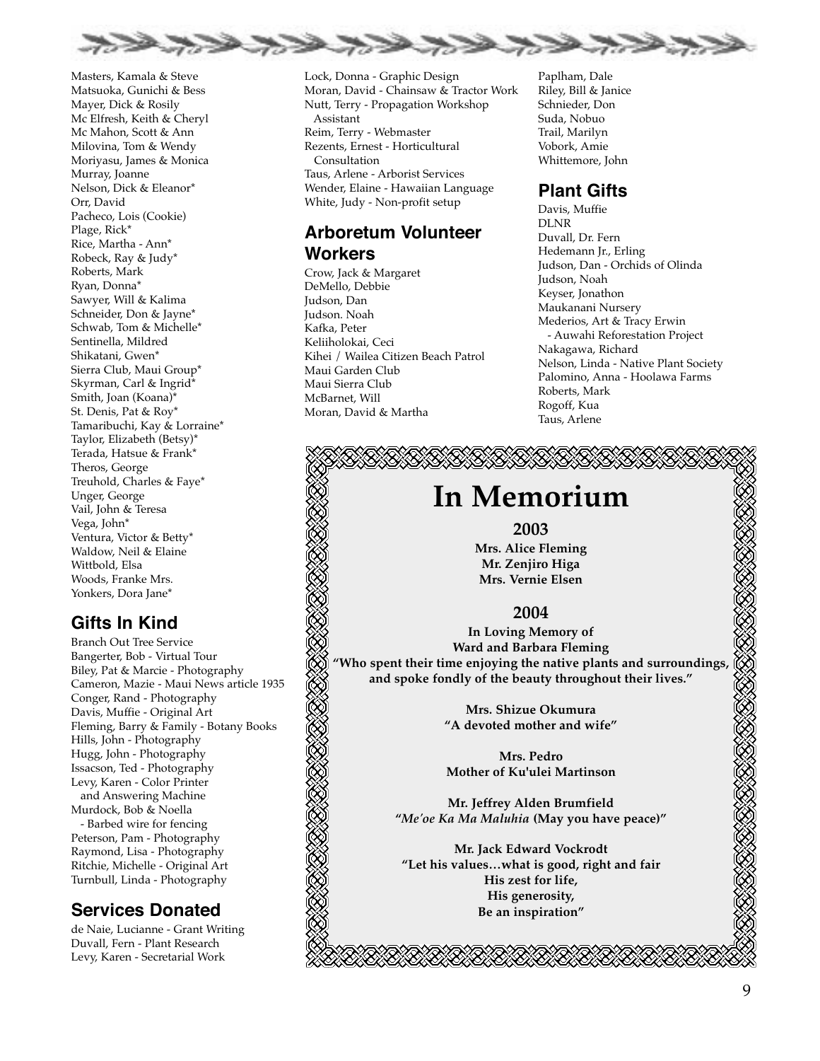Masters, Kamala & Steve
Matsuoka, Gunichi & Bess
Mayer, Dick & Rosily
Mc Elfresh, Keith & Cheryl
Mc Mahon, Scott & Ann
Milovina, Tom & Wendy
Moriyasu, James & Monica
Murray, Joanne
Nelson, Dick & Eleanor*
Orr, David
Pacheco, Lois (Cookie)
Plage, Rick*
Rice, Martha - Ann*
Robeck, Ray & Judy*
Roberts, Mark
Ryan, Donna*
Sawyer, Will & Kalima
Schneider, Don & Jayne*
Schwab, Tom & Michelle*
Sentinella, Mildred
Shikatani, Gwen*
Sierra Club, Maui Group*
Skyrman, Carl & Ingrid*
Smith, Joan (Koana)*
St. Denis, Pat & Roy*
Tamaribuchi, Kay & Lorraine*
Taylor, Elizabeth (Betsy)*
Terada, Hatsue & Frank*
Theros, George
Treuhold, Charles & Faye*
Unger, George
Vail, John & Teresa
Vega, John*
Ventura, Victor & Betty*
Waldow, Neil & Elaine
Wittbold, Elsa
Woods, Franke Mrs.
Yonkers, Dora Jane*

## Gifts In Kind

Branch Out Tree Service
Bangerter, Bob - Virtual Tour
Biley, Pat & Marcie - Photography
Cameron, Mazie - Maui News article 1935
Conger, Rand - Photography
Davis, Muffie - Original Art
Fleming, Barry & Family - Botany Books
Hills, John - Photography
Hugg, John - Photography
Issacson, Ted - Photography
Levy, Karen - Color Printer and Answering Machine
Murdock, Bob & Noella - Barbed wire for fencing
Peterson, Pam - Photography
Raymond, Lisa - Photography
Ritchie, Michelle - Original Art
Turnbull, Linda - Photography

## Services Donated

de Naie, Lucianne - Grant Writing
Duvall, Fern - Plant Research
Levy, Karen - Secretarial Work
Lock, Donna - Graphic Design
Moran, David - Chainsaw & Tractor Work
Nutt, Terry - Propagation Workshop Assistant
Reim, Terry - Webmaster
Rezents, Ernest - Horticultural Consultation
Taus, Arlene - Arborist Services
Wender, Elaine - Hawaiian Language
White, Judy - Non-profit setup

## Arboretum Volunteer Workers

Crow, Jack & Margaret
DeMello, Debbie
Judson, Dan
Judson. Noah
Kafka, Peter
Keliiholokai, Ceci
Kihei / Wailea Citizen Beach Patrol
Maui Garden Club
Maui Sierra Club
McBarnet, Will
Moran, David & Martha
Paplham, Dale
Riley, Bill & Janice
Schnieder, Don
Suda, Nobuo
Trail, Marilyn
Vobork, Amie
Whittemore, John

## Plant Gifts

Davis, Muffie
DLNR
Duvall, Dr. Fern
Hedemann Jr., Erling
Judson, Dan - Orchids of Olinda
Judson, Noah
Keyser, Jonathon
Maukanani Nursery
Mederios, Art & Tracy Erwin - Auwahi Reforestation Project
Nakagawa, Richard
Nelson, Linda - Native Plant Society
Palomino, Anna - Hoolawa Farms
Roberts, Mark
Rogoff, Kua
Taus, Arlene

# In Memorium

**2003**

**Mrs. Alice Fleming**
**Mr. Zenjiro Higa**
**Mrs. Vernie Elsen**

**2004**

**In Loving Memory of**
**Ward and Barbara Fleming**
**"Who spent their time enjoying the native plants and surroundings, and spoke fondly of the beauty throughout their lives."**

**Mrs. Shizue Okumura**
**"A devoted mother and wife"**

**Mrs. Pedro**
**Mother of Ku'ulei Martinson**

**Mr. Jeffrey Alden Brumfield**
**"*Me'oe Ka Ma Maluhia* (May you have peace)"**

**Mr. Jack Edward Vockrodt**
**"Let his values…what is good, right and fair**
**His zest for life,**
**His generosity,**
**Be an inspiration"**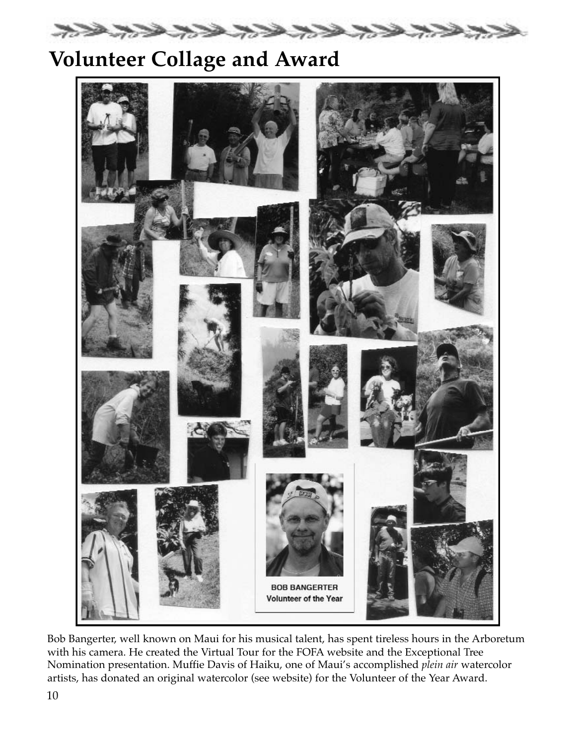# Volunteer Collage and Award

BOB BANGERTER
Volunteer of the Year

Bob Bangerter, well known on Maui for his musical talent, has spent tireless hours in the Arboretum with his camera. He created the Virtual Tour for the FOFA website and the Exceptional Tree Nomination presentation. Muffie Davis of Haiku, one of Maui's accomplished *plein air* watercolor artists, has donated an original watercolor (see website) for the Volunteer of the Year Award.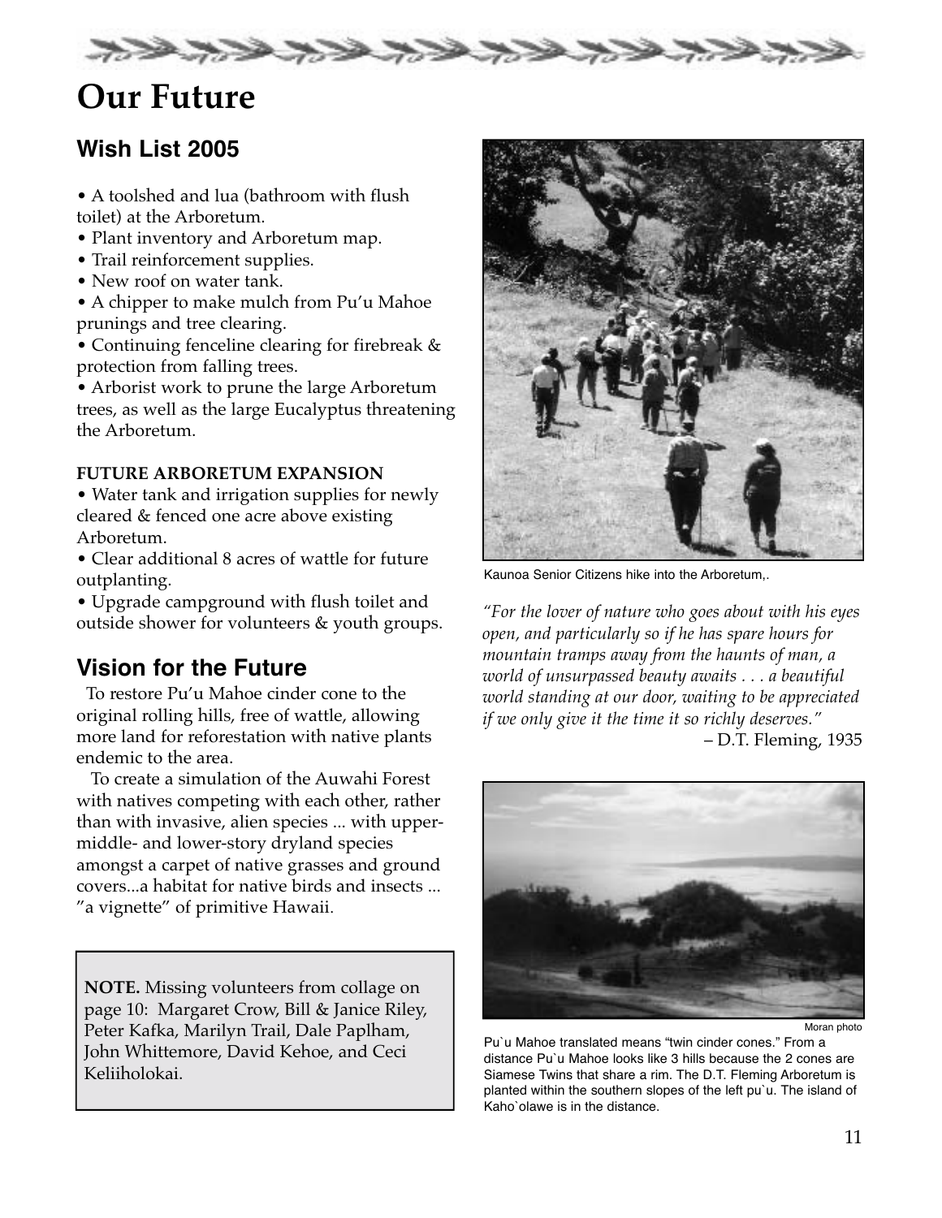# Our Future

## Wish List 2005

- A toolshed and lua (bathroom with flush toilet) at the Arboretum.
- Plant inventory and Arboretum map.
- Trail reinforcement supplies.
- New roof on water tank.
- A chipper to make mulch from Pu'u Mahoe prunings and tree clearing.
- Continuing fenceline clearing for firebreak & protection from falling trees.
- Arborist work to prune the large Arboretum trees, as well as the large Eucalyptus threatening the Arboretum.

**FUTURE ARBORETUM EXPANSION**

- Water tank and irrigation supplies for newly cleared & fenced one acre above existing Arboretum.
- Clear additional 8 acres of wattle for future outplanting.
- Upgrade campground with flush toilet and outside shower for volunteers & youth groups.

## Vision for the Future

To restore Pu'u Mahoe cinder cone to the original rolling hills, free of wattle, allowing more land for reforestation with native plants endemic to the area.

To create a simulation of the Auwahi Forest with natives competing with each other, rather than with invasive, alien species ... with upper- middle- and lower-story dryland species amongst a carpet of native grasses and ground covers...a habitat for native birds and insects ... "a vignette" of primitive Hawaii.

**NOTE.** Missing volunteers from collage on page 10: Margaret Crow, Bill & Janice Riley, Peter Kafka, Marilyn Trail, Dale Paplham, John Whittemore, David Kehoe, and Ceci Keliiholokai.

Kaunoa Senior Citizens hike into the Arboretum,.

*"For the lover of nature who goes about with his eyes open, and particularly so if he has spare hours for mountain tramps away from the haunts of man, a world of unsurpassed beauty awaits . . . a beautiful world standing at our door, waiting to be appreciated if we only give it the time it so richly deserves."*

– D.T. Fleming, 1935

Moran photo

Pu`u Mahoe translated means "twin cinder cones." From a distance Pu`u Mahoe looks like 3 hills because the 2 cones are Siamese Twins that share a rim. The D.T. Fleming Arboretum is planted within the southern slopes of the left pu`u. The island of Kaho`olawe is in the distance.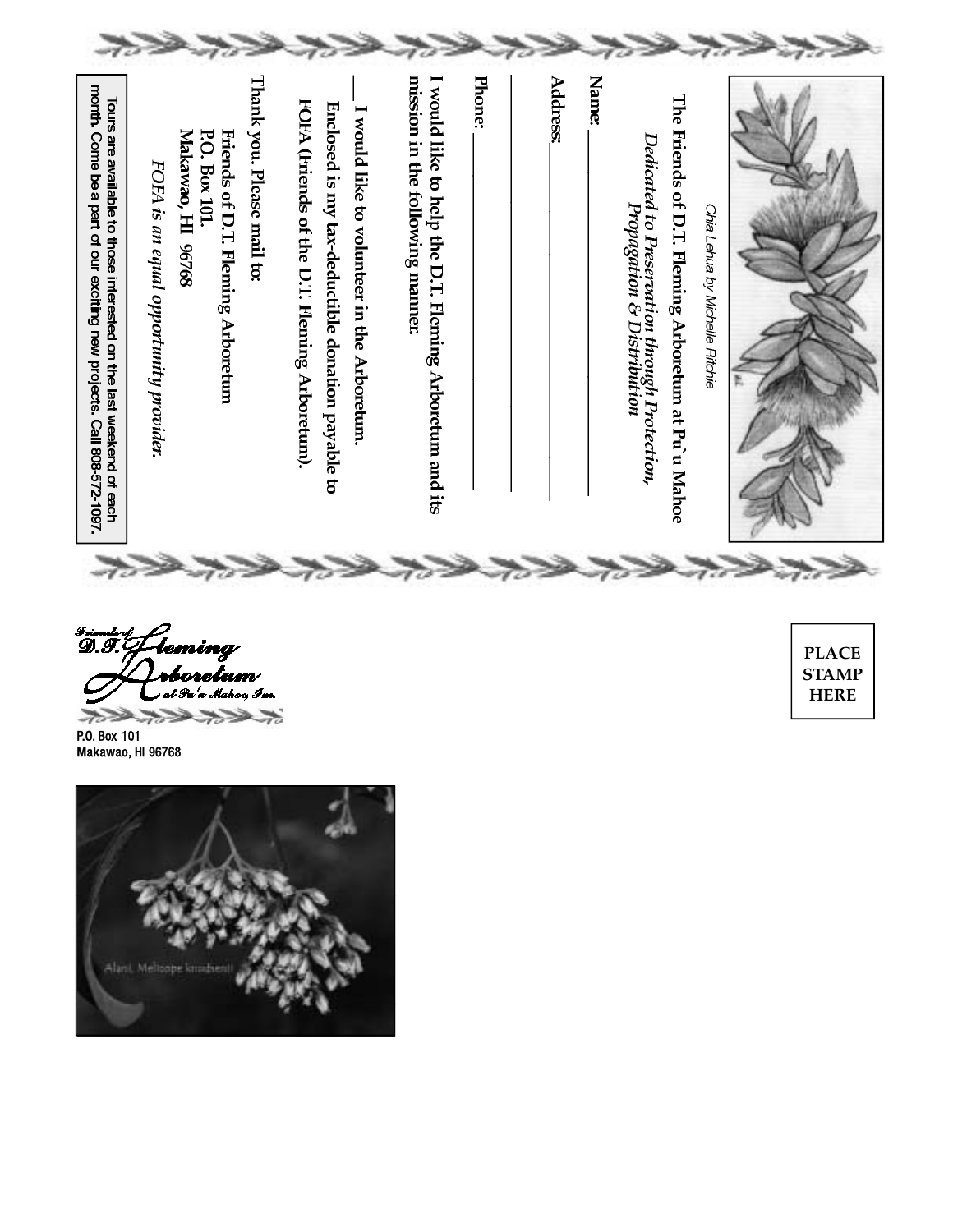*Ohia Lehua by Michelle Ritchie*

**The Friends of D.T. Fleming Arboretum at Pu`u Mahoe**

*Dedicated to Preservation through Protection, Propogation & Distribution*

**Name:** ____________________

**Address:** ____________________

____________________

____________________

**Phone:** ____________________

**I would like to help the D.T. Fleming Arboretum and its mission in the following manner.**

**___ I would like to volunteer in the Arboretum.**

**___ Enclosed is my tax-deductible donation payable to FOFA (Friends of the D.T. Fleming Arboretum).**

**Thank you. Please mail to:**

**Friends of D.T. Fleming Arboretum**
**P.O. Box 101**
**Makawao, HI 96768**

***FOFA is an equal opportunity provider.***

Tours are available to those interested on the last weekend of each month. Come be a part of our exciting new projects. Call 808-572-1097.

Friends of D.T. Fleming Arboretum at Pu`u Mahoe, Inc.

P.O. Box 101
Makawao, HI 96768

PLACE STAMP HERE

Alani, Melicope knudsenii